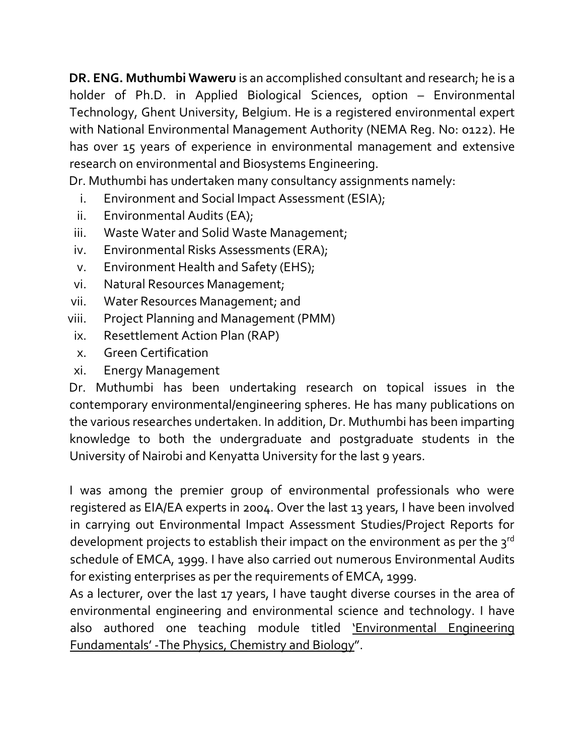**DR. ENG. Muthumbi Waweru** is an accomplished consultant and research; he is a holder of Ph.D. in Applied Biological Sciences, option – Environmental Technology, Ghent University, Belgium. He is a registered environmental expert with National Environmental Management Authority (NEMA Reg. No: 0122). He has over 15 years of experience in environmental management and extensive research on environmental and Biosystems Engineering.

Dr. Muthumbi has undertaken many consultancy assignments namely:

i. Environment and Social Impact Assessment (ESIA);
ii. Environmental Audits (EA);
iii. Waste Water and Solid Waste Management;
iv. Environmental Risks Assessments (ERA);
v. Environment Health and Safety (EHS);
vi. Natural Resources Management;
vii. Water Resources Management; and
viii. Project Planning and Management (PMM)
ix. Resettlement Action Plan (RAP)
x. Green Certification
xi. Energy Management

Dr. Muthumbi has been undertaking research on topical issues in the contemporary environmental/engineering spheres. He has many publications on the various researches undertaken. In addition, Dr. Muthumbi has been imparting knowledge to both the undergraduate and postgraduate students in the University of Nairobi and Kenyatta University for the last 9 years.

I was among the premier group of environmental professionals who were registered as EIA/EA experts in 2004. Over the last 13 years, I have been involved in carrying out Environmental Impact Assessment Studies/Project Reports for development projects to establish their impact on the environment as per the 3rd schedule of EMCA, 1999. I have also carried out numerous Environmental Audits for existing enterprises as per the requirements of EMCA, 1999.

As a lecturer, over the last 17 years, I have taught diverse courses in the area of environmental engineering and environmental science and technology. I have also authored one teaching module titled 'Environmental Engineering Fundamentals' -The Physics, Chemistry and Biology".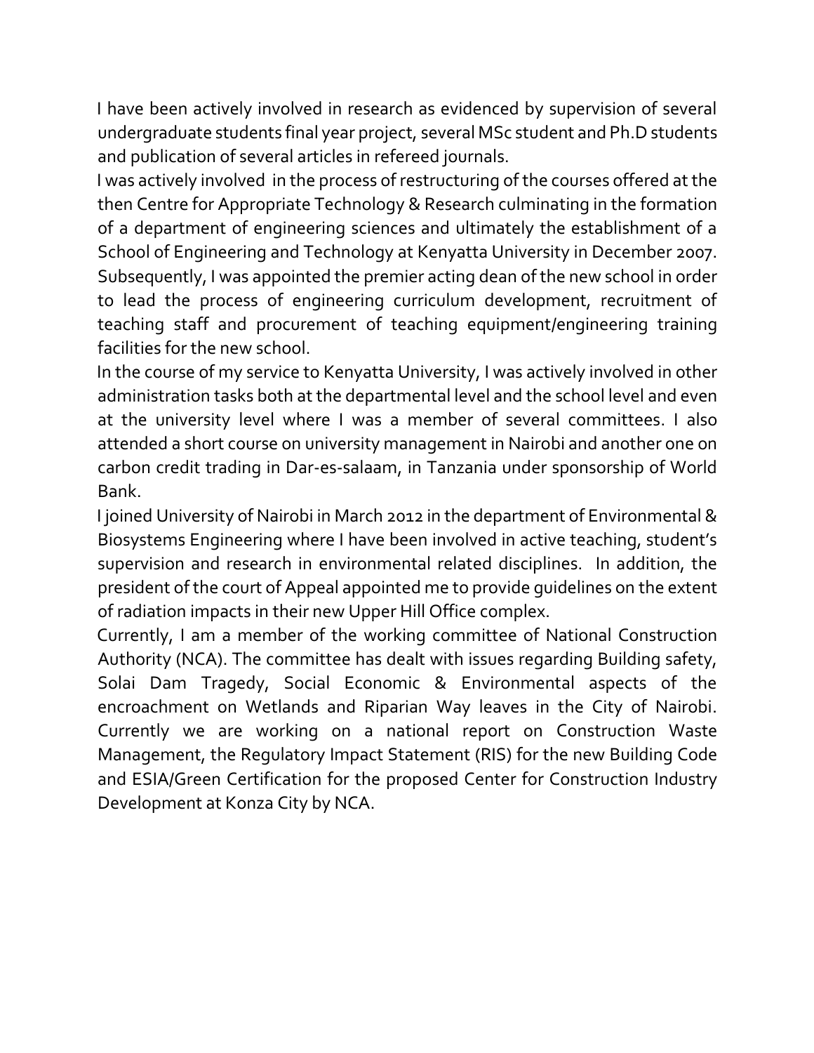I have been actively involved in research as evidenced by supervision of several undergraduate students final year project, several MSc student and Ph.D students and publication of several articles in refereed journals.

I was actively involved in the process of restructuring of the courses offered at the then Centre for Appropriate Technology & Research culminating in the formation of a department of engineering sciences and ultimately the establishment of a School of Engineering and Technology at Kenyatta University in December 2007. Subsequently, I was appointed the premier acting dean of the new school in order to lead the process of engineering curriculum development, recruitment of teaching staff and procurement of teaching equipment/engineering training facilities for the new school.

In the course of my service to Kenyatta University, I was actively involved in other administration tasks both at the departmental level and the school level and even at the university level where I was a member of several committees. I also attended a short course on university management in Nairobi and another one on carbon credit trading in Dar-es-salaam, in Tanzania under sponsorship of World Bank.

I joined University of Nairobi in March 2012 in the department of Environmental & Biosystems Engineering where I have been involved in active teaching, student's supervision and research in environmental related disciplines. In addition, the president of the court of Appeal appointed me to provide guidelines on the extent of radiation impacts in their new Upper Hill Office complex.

Currently, I am a member of the working committee of National Construction Authority (NCA). The committee has dealt with issues regarding Building safety, Solai Dam Tragedy, Social Economic & Environmental aspects of the encroachment on Wetlands and Riparian Way leaves in the City of Nairobi. Currently we are working on a national report on Construction Waste Management, the Regulatory Impact Statement (RIS) for the new Building Code and ESIA/Green Certification for the proposed Center for Construction Industry Development at Konza City by NCA.